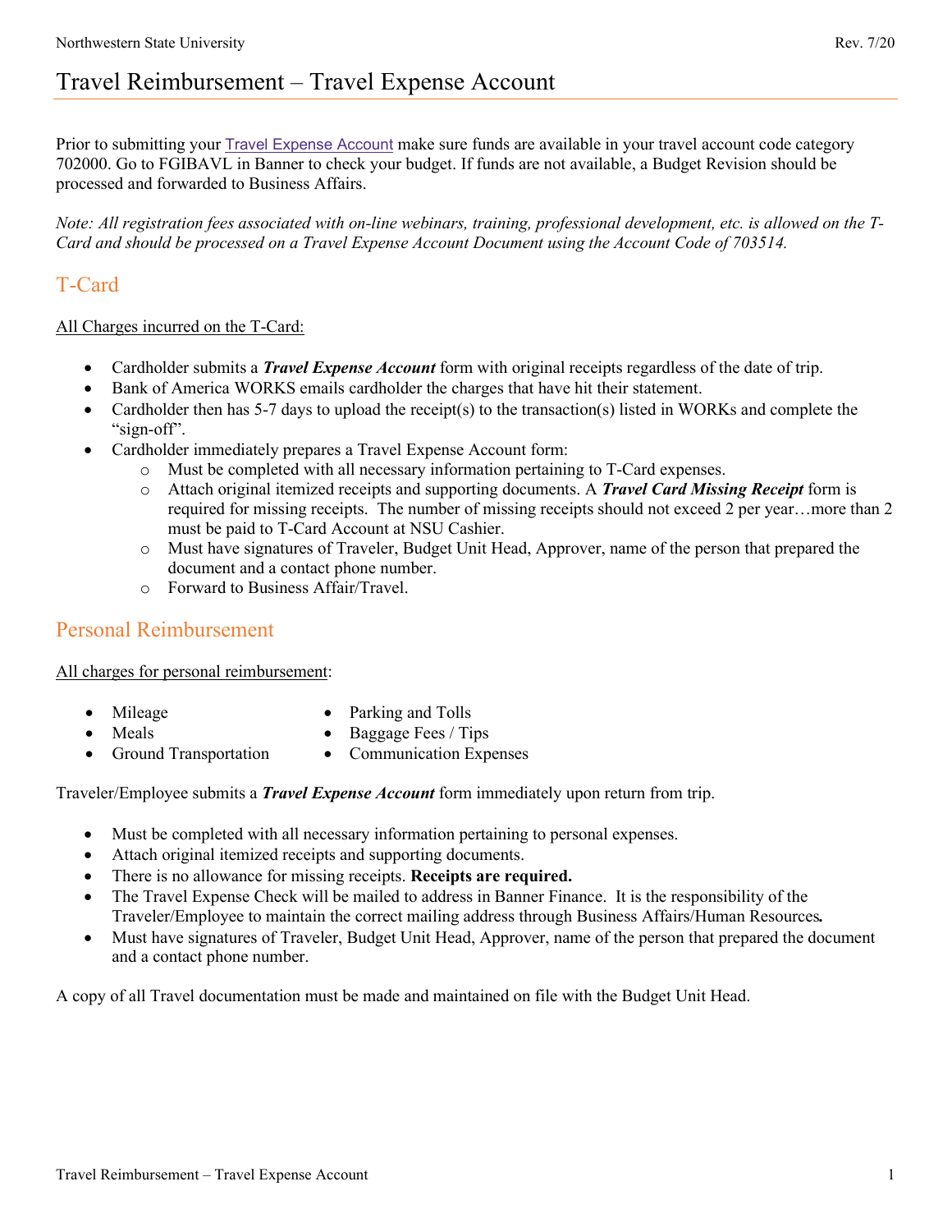# Travel Reimbursement – Travel Expense Account

Prior to submitting your Travel Expense Account make sure funds are available in your travel account code category 702000. Go to FGIBAVL in Banner to check your budget. If funds are not available, a Budget Revision should be processed and forwarded to Business Affairs.

*Note: All registration fees associated with on-line webinars, training, professional development, etc. is allowed on the T-Card and should be processed on a Travel Expense Account Document using the Account Code of 703514.*

## T-Card

<u>All Charges incurred on the T-Card:</u>

- Cardholder submits a ***Travel Expense Account*** form with original receipts regardless of the date of trip.
- Bank of America WORKS emails cardholder the charges that have hit their statement.
- Cardholder then has 5-7 days to upload the receipt(s) to the transaction(s) listed in WORKs and complete the "sign-off".
- Cardholder immediately prepares a Travel Expense Account form:
  - Must be completed with all necessary information pertaining to T-Card expenses.
  - Attach original itemized receipts and supporting documents. A ***Travel Card Missing Receipt*** form is required for missing receipts. The number of missing receipts should not exceed 2 per year…more than 2 must be paid to T-Card Account at NSU Cashier.
  - Must have signatures of Traveler, Budget Unit Head, Approver, name of the person that prepared the document and a contact phone number.
  - Forward to Business Affair/Travel.

## Personal Reimbursement

<u>All charges for personal reimbursement</u>:

- Mileage
- Meals
- Ground Transportation
- Parking and Tolls
- Baggage Fees / Tips
- Communication Expenses

Traveler/Employee submits a ***Travel Expense Account*** form immediately upon return from trip.

- Must be completed with all necessary information pertaining to personal expenses.
- Attach original itemized receipts and supporting documents.
- There is no allowance for missing receipts. **Receipts are required.**
- The Travel Expense Check will be mailed to address in Banner Finance. It is the responsibility of the Traveler/Employee to maintain the correct mailing address through Business Affairs/Human Resources.
- Must have signatures of Traveler, Budget Unit Head, Approver, name of the person that prepared the document and a contact phone number.

A copy of all Travel documentation must be made and maintained on file with the Budget Unit Head.